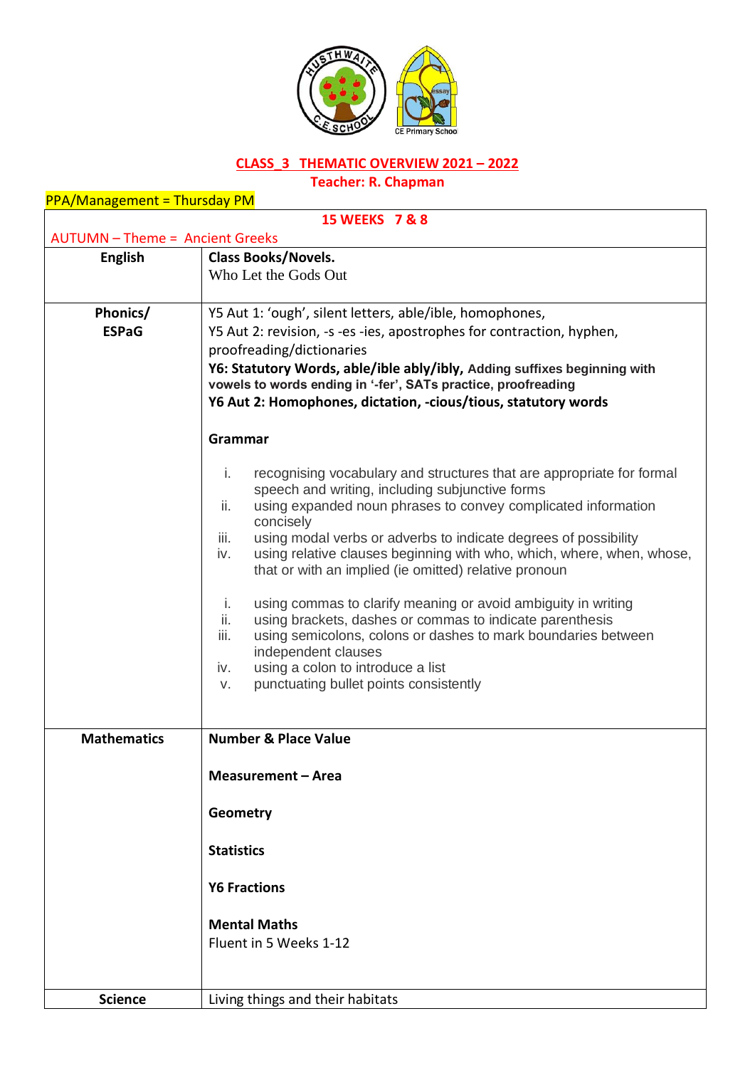# CLASS_3 THEMATIC OVERVIEW 2021 – 2022

**Teacher: R. Chapman**

PPA/Management = Thursday PM

| 15 WEEKS 7 & 8 | |
|---|---|
| AUTUMN – Theme = Ancient Greeks | |
| **English** | **Class Books/Novels.**<br>Who Let the Gods Out |
| **Phonics/ ESPaG** | Y5 Aut 1: 'ough', silent letters, able/ible, homophones,<br>Y5 Aut 2: revision, -s -es -ies, apostrophes for contraction, hyphen, proofreading/dictionaries<br>**Y6: Statutory Words, able/ible ably/ibly, Adding suffixes beginning with vowels to words ending in '-fer', SATs practice, proofreading**<br>**Y6 Aut 2: Homophones, dictation, -cious/tious, statutory words**<br><br>**Grammar**<br><br>i. recognising vocabulary and structures that are appropriate for formal speech and writing, including subjunctive forms<br>ii. using expanded noun phrases to convey complicated information concisely<br>iii. using modal verbs or adverbs to indicate degrees of possibility<br>iv. using relative clauses beginning with who, which, where, when, whose, that or with an implied (ie omitted) relative pronoun<br><br>i. using commas to clarify meaning or avoid ambiguity in writing<br>ii. using brackets, dashes or commas to indicate parenthesis<br>iii. using semicolons, colons or dashes to mark boundaries between independent clauses<br>iv. using a colon to introduce a list<br>v. punctuating bullet points consistently |
| **Mathematics** | **Number & Place Value**<br><br>**Measurement – Area**<br><br>**Geometry**<br><br>**Statistics**<br><br>**Y6 Fractions**<br><br>**Mental Maths**<br>Fluent in 5 Weeks 1-12 |
| **Science** | Living things and their habitats |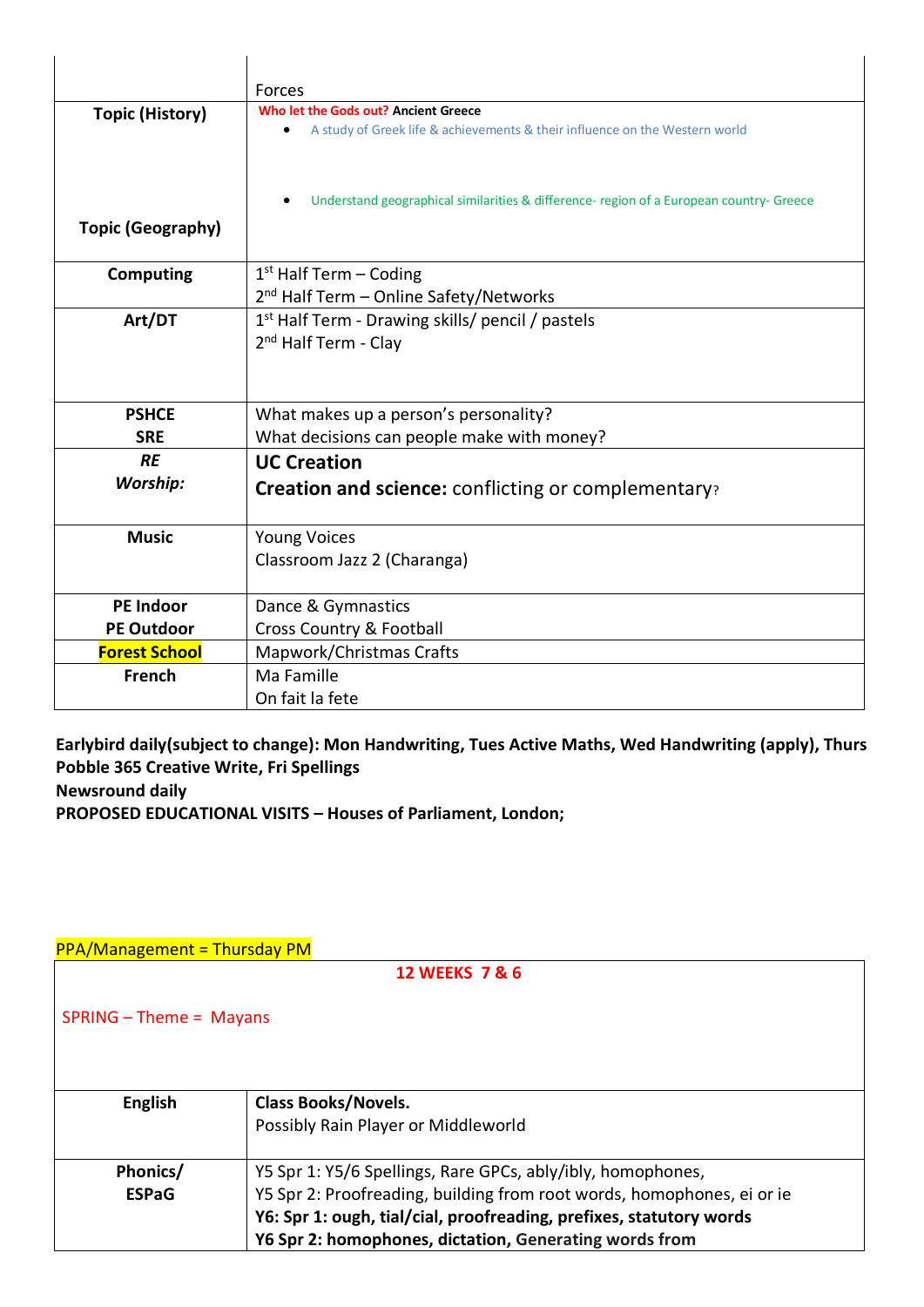|  |  |
|---|---|
|  | Forces |
| **Topic (History)**<br><br>**Topic (Geography)** | **Who let the Gods out? Ancient Greece**<br>• A study of Greek life & achievements & their influence on the Western world<br><br>• Understand geographical similarities & difference- region of a European country- Greece |
| **Computing** | 1st Half Term – Coding<br>2nd Half Term – Online Safety/Networks |
| **Art/DT** | 1st Half Term - Drawing skills/ pencil / pastels<br>2nd Half Term - Clay |
| **PSHCE**<br>**SRE** | What makes up a person's personality?<br>What decisions can people make with money? |
| ***RE***<br>***Worship:*** | **UC Creation**<br>**Creation and science:** conflicting or complementary? |
| **Music** | Young Voices<br>Classroom Jazz 2 (Charanga) |
| **PE Indoor**<br>**PE Outdoor** | Dance & Gymnastics<br>Cross Country & Football |
| **Forest School** | Mapwork/Christmas Crafts |
| **French** | Ma Famille<br>On fait la fete |

**Earlybird daily(subject to change): Mon Handwriting, Tues Active Maths, Wed Handwriting (apply), Thurs Pobble 365 Creative Write, Fri Spellings**
**Newsround daily**
**PROPOSED EDUCATIONAL VISITS – Houses of Parliament, London;**

PPA/Management = Thursday PM

| **12 WEEKS 7 & 6**<br><br>SPRING – Theme = Mayans | |
|---|---|
| **English** | **Class Books/Novels.**<br>Possibly Rain Player or Middleworld |
| **Phonics/**<br>**ESPaG** | Y5 Spr 1: Y5/6 Spellings, Rare GPCs, ably/ibly, homophones,<br>Y5 Spr 2: Proofreading, building from root words, homophones, ei or ie<br>**Y6: Spr 1: ough, tial/cial, proofreading, prefixes, statutory words**<br>**Y6 Spr 2: homophones, dictation,** Generating words from |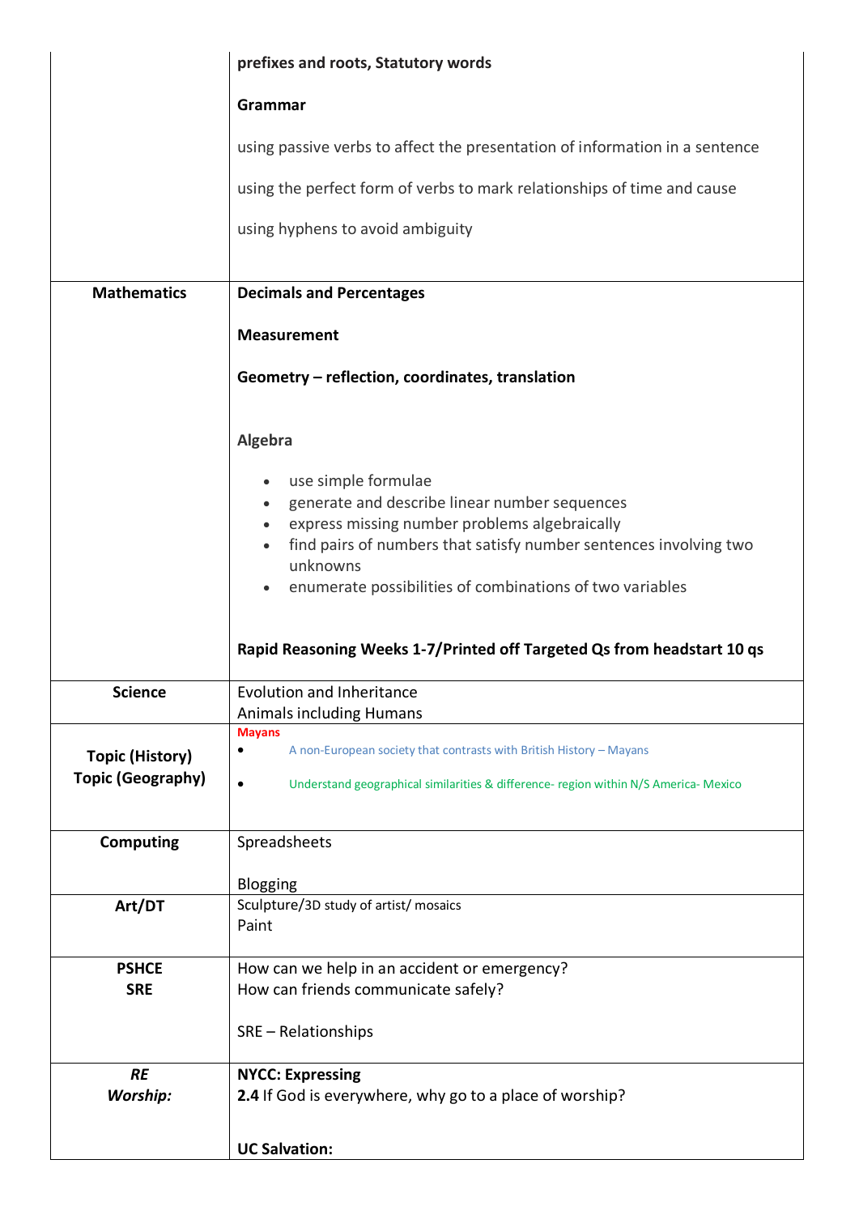| | |
|---|---|
| | **prefixes and roots, Statutory words**<br><br>**Grammar**<br><br>using passive verbs to affect the presentation of information in a sentence<br><br>using the perfect form of verbs to mark relationships of time and cause<br><br>using hyphens to avoid ambiguity |
| **Mathematics** | **Decimals and Percentages**<br><br>**Measurement**<br><br>**Geometry – reflection, coordinates, translation**<br><br>**Algebra**<br><br>• use simple formulae<br>• generate and describe linear number sequences<br>• express missing number problems algebraically<br>• find pairs of numbers that satisfy number sentences involving two unknowns<br>• enumerate possibilities of combinations of two variables<br><br>**Rapid Reasoning Weeks 1-7/Printed off Targeted Qs from headstart 10 qs** |
| **Science** | Evolution and Inheritance<br>Animals including Humans |
| **Topic (History)**<br>**Topic (Geography)** | **Mayans**<br>• A non-European society that contrasts with British History – Mayans<br>• Understand geographical similarities & difference- region within N/S America- Mexico |
| **Computing** | Spreadsheets<br><br>Blogging |
| **Art/DT** | Sculpture/3D study of artist/ mosaics<br>Paint |
| **PSHCE**<br>**SRE** | How can we help in an accident or emergency?<br>How can friends communicate safely?<br><br>SRE – Relationships |
| ***RE***<br>***Worship:*** | **NYCC: Expressing**<br>**2.4** If God is everywhere, why go to a place of worship?<br><br>**UC Salvation:** |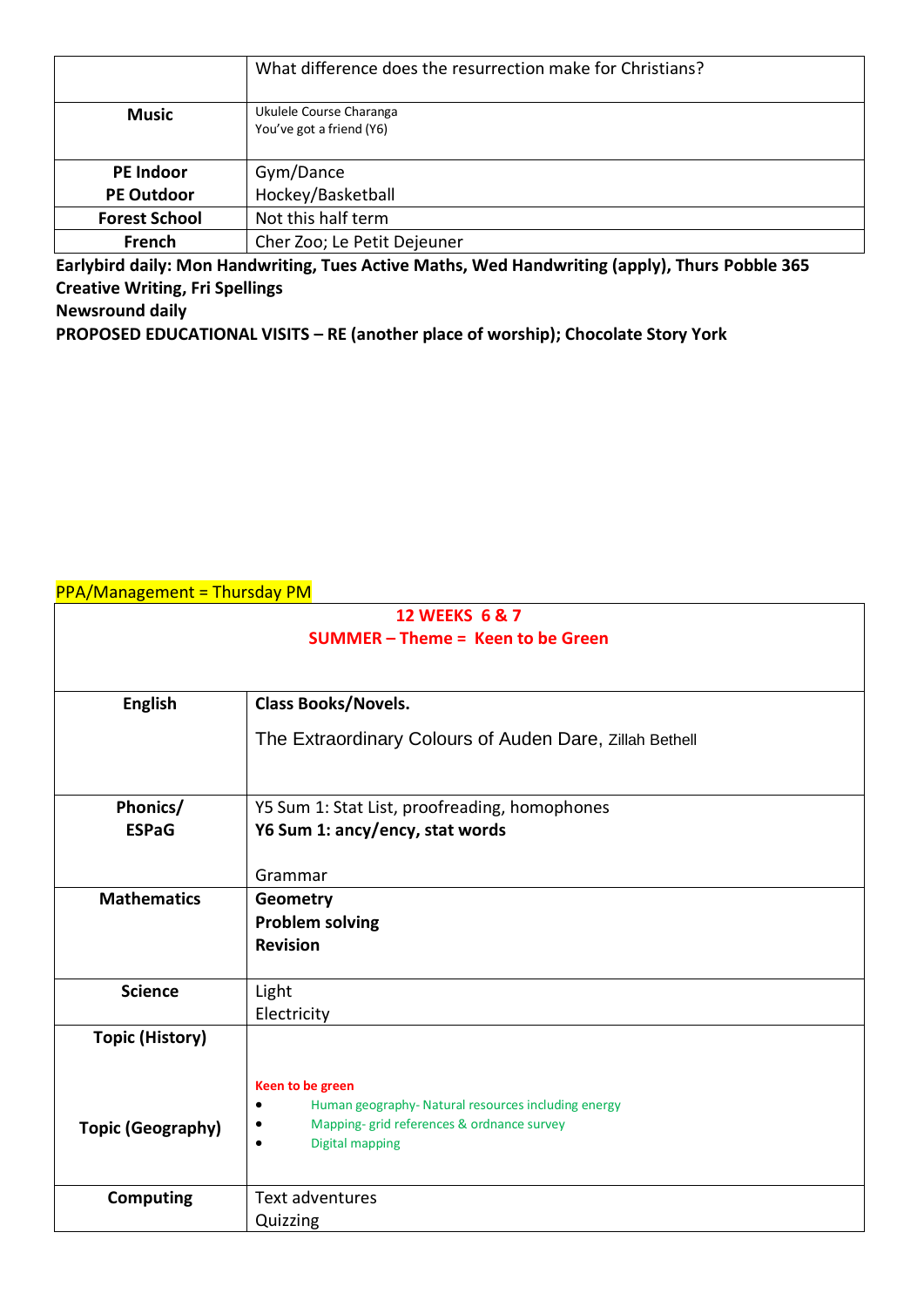| | |
|---|---|
| | What difference does the resurrection make for Christians? |
| **Music** | Ukulele Course Charanga<br>You've got a friend (Y6) |
| **PE Indoor**<br>**PE Outdoor** | Gym/Dance<br>Hockey/Basketball |
| **Forest School** | Not this half term |
| **French** | Cher Zoo; Le Petit Dejeuner |

**Earlybird daily: Mon Handwriting, Tues Active Maths, Wed Handwriting (apply), Thurs Pobble 365 Creative Writing, Fri Spellings**

**Newsround daily**

**PROPOSED EDUCATIONAL VISITS – RE (another place of worship); Chocolate Story York**

PPA/Management = Thursday PM

| **12 WEEKS 6 & 7**<br>**SUMMER – Theme = Keen to be Green** | |
|---|---|
| **English** | **Class Books/Novels.**<br>The Extraordinary Colours of Auden Dare, Zillah Bethell |
| **Phonics/ ESPaG** | Y5 Sum 1: Stat List, proofreading, homophones<br>**Y6 Sum 1: ancy/ency, stat words**<br>Grammar |
| **Mathematics** | **Geometry**<br>**Problem solving**<br>**Revision** |
| **Science** | Light<br>Electricity |
| **Topic (History)**<br>**Topic (Geography)** | **Keen to be green**<br>• Human geography- Natural resources including energy<br>• Mapping- grid references & ordnance survey<br>• Digital mapping |
| **Computing** | Text adventures<br>Quizzing |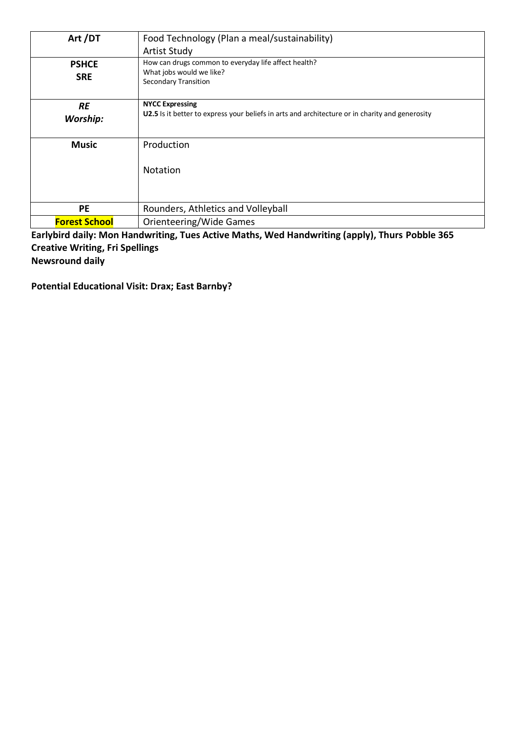| | |
|---|---|
| **Art /DT** | Food Technology (Plan a meal/sustainability)<br>Artist Study |
| **PSHCE**<br>**SRE** | How can drugs common to everyday life affect health?<br>What jobs would we like?<br>Secondary Transition |
| ***RE***<br>***Worship:*** | **NYCC Expressing**<br>**U2.5** Is it better to express your beliefs in arts and architecture or in charity and generosity |
| **Music** | Production<br><br>Notation |
| **PE** | Rounders, Athletics and Volleyball |
| **Forest School** | Orienteering/Wide Games |

**Earlybird daily: Mon Handwriting, Tues Active Maths, Wed Handwriting (apply), Thurs Pobble 365 Creative Writing, Fri Spellings**
**Newsround daily**

**Potential Educational Visit: Drax; East Barnby?**